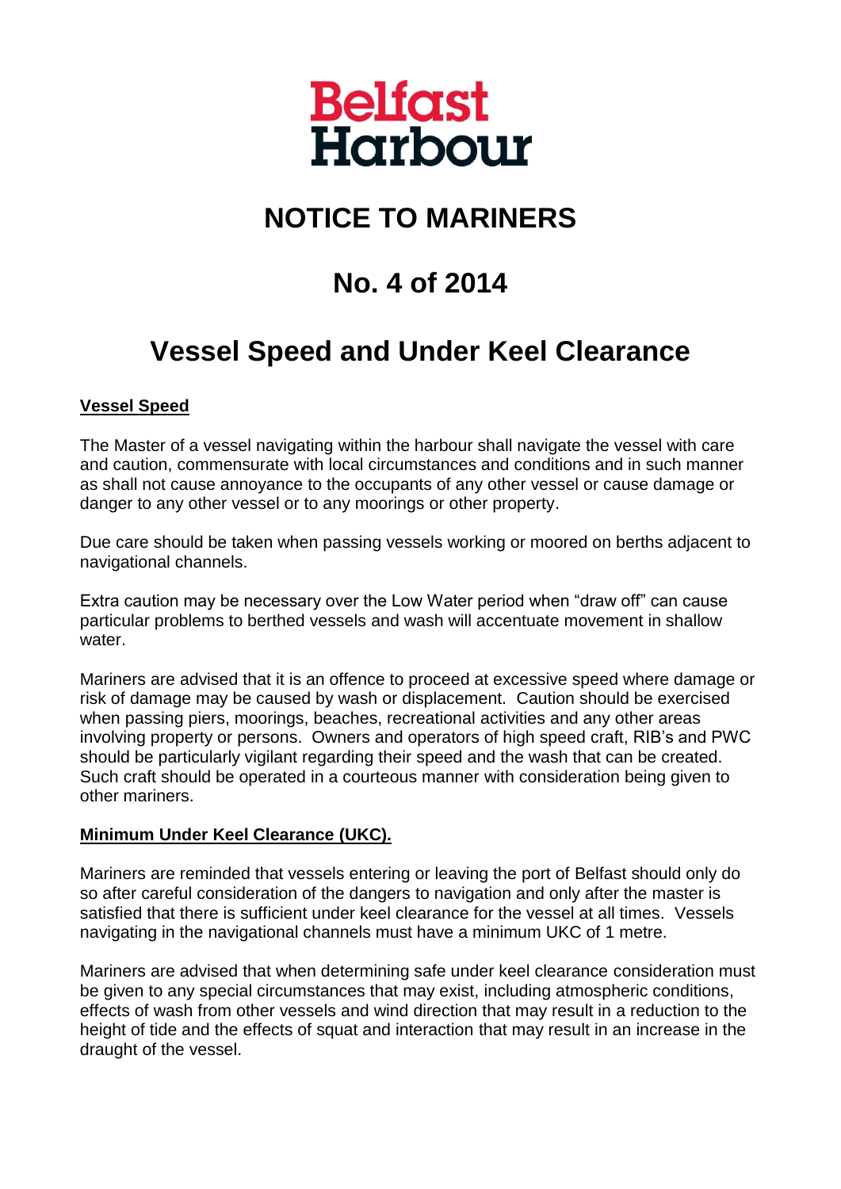Belfast Harbour

# NOTICE TO MARINERS

# No. 4 of 2014

# Vessel Speed and Under Keel Clearance

**Vessel Speed**

The Master of a vessel navigating within the harbour shall navigate the vessel with care and caution, commensurate with local circumstances and conditions and in such manner as shall not cause annoyance to the occupants of any other vessel or cause damage or danger to any other vessel or to any moorings or other property.

Due care should be taken when passing vessels working or moored on berths adjacent to navigational channels.

Extra caution may be necessary over the Low Water period when "draw off" can cause particular problems to berthed vessels and wash will accentuate movement in shallow water.

Mariners are advised that it is an offence to proceed at excessive speed where damage or risk of damage may be caused by wash or displacement. Caution should be exercised when passing piers, moorings, beaches, recreational activities and any other areas involving property or persons. Owners and operators of high speed craft, RIB's and PWC should be particularly vigilant regarding their speed and the wash that can be created. Such craft should be operated in a courteous manner with consideration being given to other mariners.

**Minimum Under Keel Clearance (UKC).**

Mariners are reminded that vessels entering or leaving the port of Belfast should only do so after careful consideration of the dangers to navigation and only after the master is satisfied that there is sufficient under keel clearance for the vessel at all times. Vessels navigating in the navigational channels must have a minimum UKC of 1 metre.

Mariners are advised that when determining safe under keel clearance consideration must be given to any special circumstances that may exist, including atmospheric conditions, effects of wash from other vessels and wind direction that may result in a reduction to the height of tide and the effects of squat and interaction that may result in an increase in the draught of the vessel.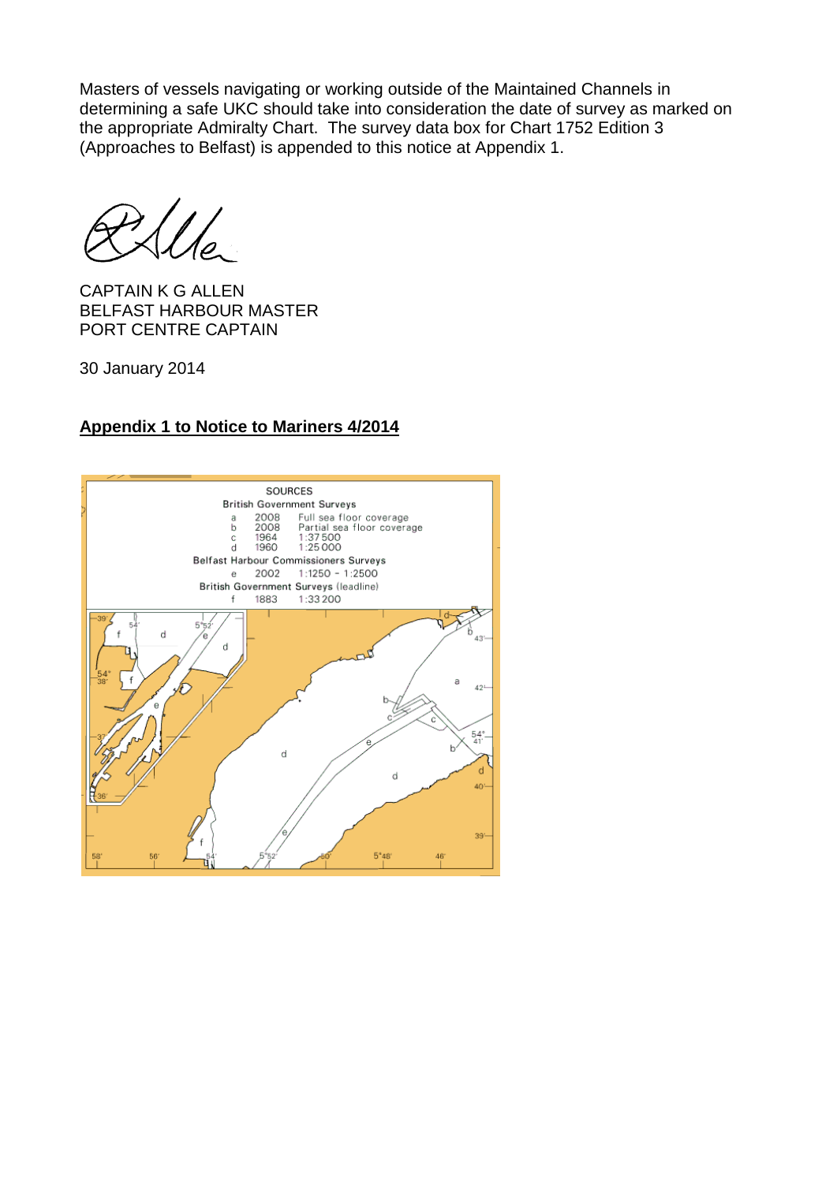Masters of vessels navigating or working outside of the Maintained Channels in determining a safe UKC should take into consideration the date of survey as marked on the appropriate Admiralty Chart. The survey data box for Chart 1752 Edition 3 (Approaches to Belfast) is appended to this notice at Appendix 1.

CAPTAIN K G ALLEN
BELFAST HARBOUR MASTER
PORT CENTRE CAPTAIN

30 January 2014

**Appendix 1 to Notice to Mariners 4/2014**

SOURCES

British Government Surveys

a 2008 Full sea floor coverage
b 2008 Partial sea floor coverage
c 1964 1:37 500
d 1960 1:25 000

Belfast Harbour Commissioners Surveys

e 2002 1:1250 - 1:2500

British Government Surveys (leadline)

f 1883 1:33 200